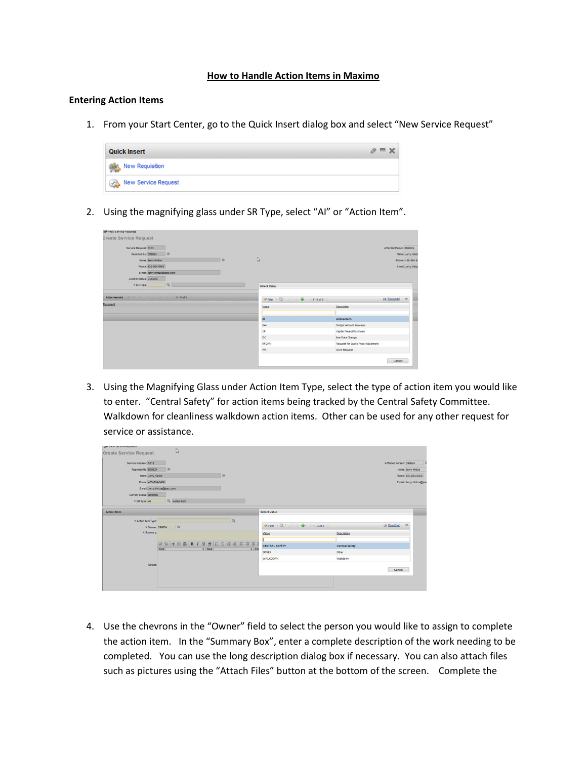## How to Handle Action Items in Maximo

### Entering Action Items

1. From your Start Center, go to the Quick Insert dialog box and select "New Service Request"

2. Using the magnifying glass under SR Type, select "AI" or "Action Item".

3. Using the Magnifying Glass under Action Item Type, select the type of action item you would like to enter. "Central Safety" for action items being tracked by the Central Safety Committee. Walkdown for cleanliness walkdown action items. Other can be used for any other request for service or assistance.

4. Use the chevrons in the "Owner" field to select the person you would like to assign to complete the action item. In the "Summary Box", enter a complete description of the work needing to be completed. You can use the long description dialog box if necessary. You can also attach files such as pictures using the "Attach Files" button at the bottom of the screen. Complete the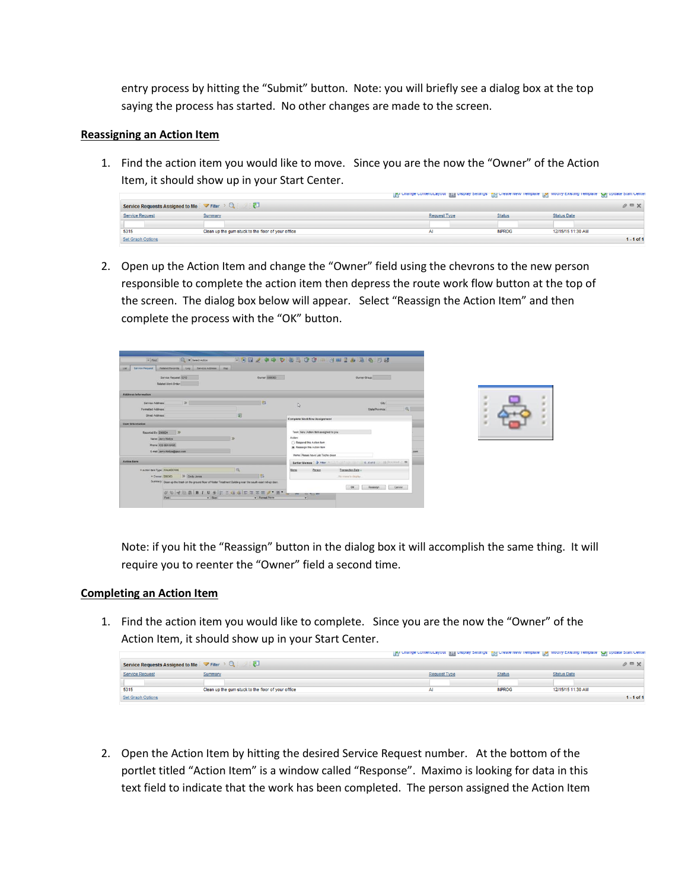entry process by hitting the "Submit" button. Note: you will briefly see a dialog box at the top saying the process has started. No other changes are made to the screen.

## Reassigning an Action Item

1. Find the action item you would like to move. Since you are the now the "Owner" of the Action Item, it should show up in your Start Center.

2. Open up the Action Item and change the "Owner" field using the chevrons to the new person responsible to complete the action item then depress the route work flow button at the top of the screen. The dialog box below will appear. Select "Reassign the Action Item" and then complete the process with the "OK" button.

Note: if you hit the "Reassign" button in the dialog box it will accomplish the same thing. It will require you to reenter the "Owner" field a second time.

## Completing an Action Item

1. Find the action item you would like to complete. Since you are the now the "Owner" of the Action Item, it should show up in your Start Center.

2. Open the Action Item by hitting the desired Service Request number. At the bottom of the portlet titled "Action Item" is a window called "Response". Maximo is looking for data in this text field to indicate that the work has been completed. The person assigned the Action Item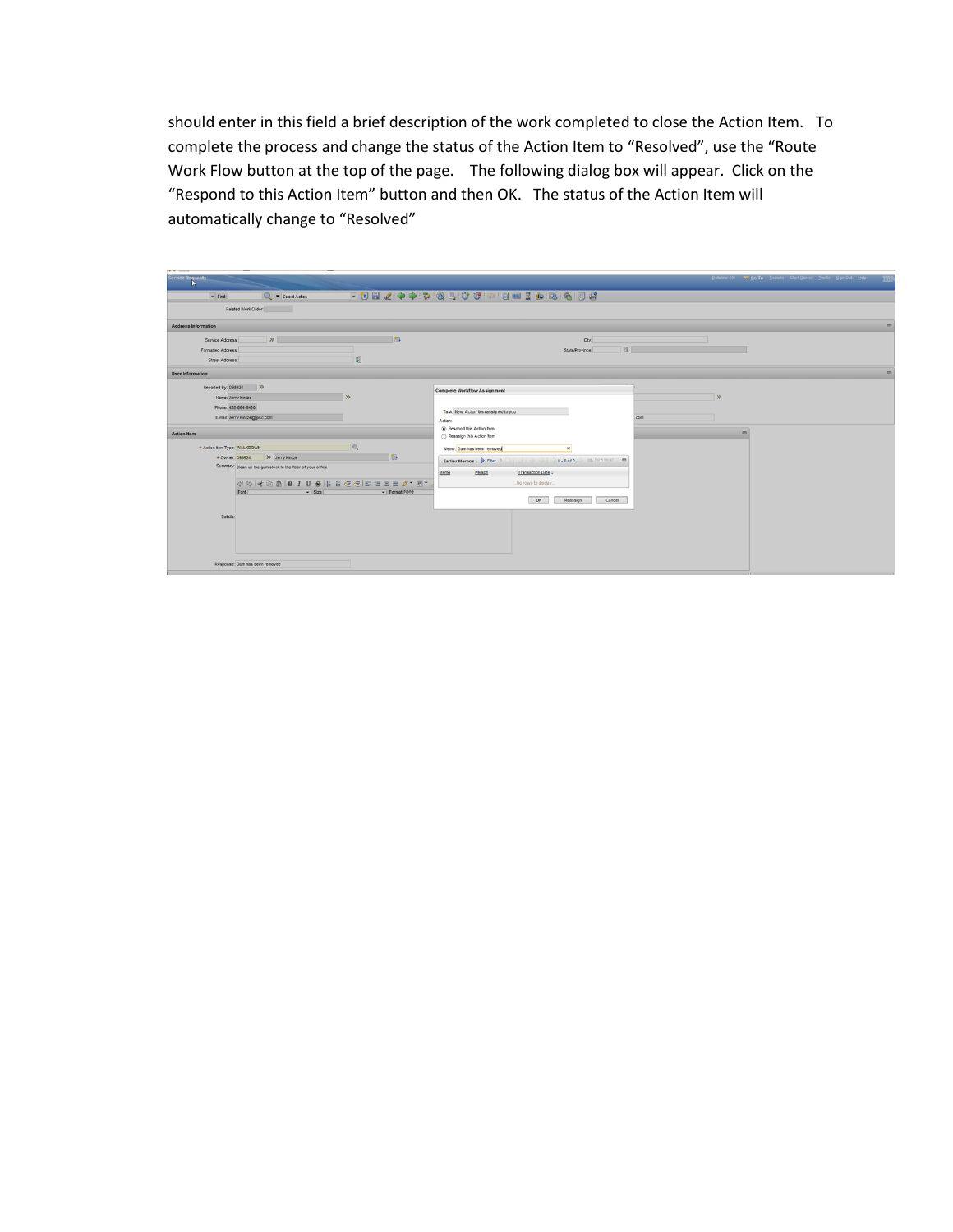should enter in this field a brief description of the work completed to close the Action Item. To complete the process and change the status of the Action Item to "Resolved", use the "Route Work Flow button at the top of the page. The following dialog box will appear. Click on the "Respond to this Action Item" button and then OK. The status of the Action Item will automatically change to "Resolved"